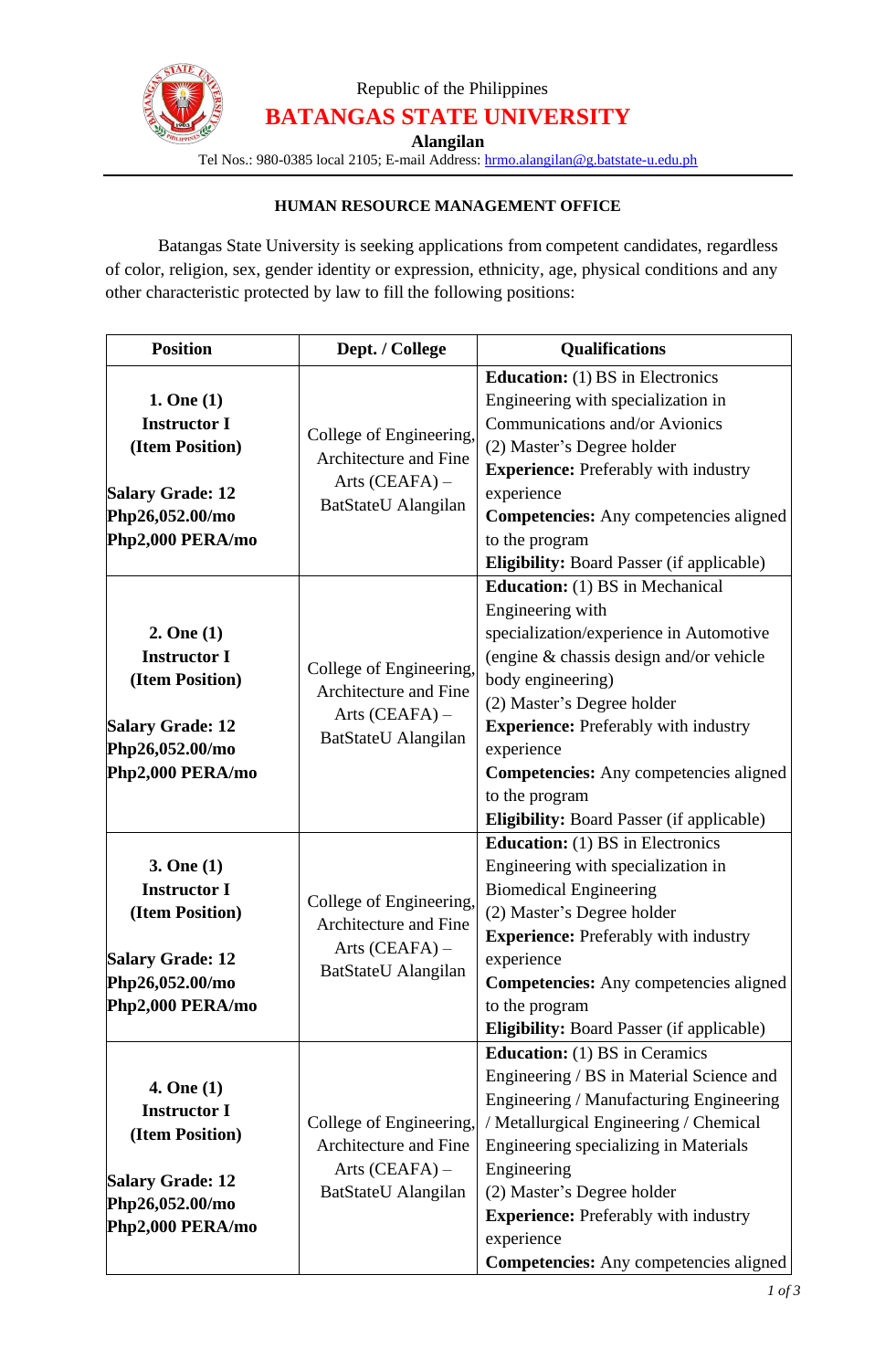Republic of the Philippines

# BATANGAS STATE UNIVERSITY

**Alangilan**

Tel Nos.: 980-0385 local 2105; E-mail Address: hrmo.alangilan@g.batstate-u.edu.ph

**HUMAN RESOURCE MANAGEMENT OFFICE**

Batangas State University is seeking applications from competent candidates, regardless of color, religion, sex, gender identity or expression, ethnicity, age, physical conditions and any other characteristic protected by law to fill the following positions:

| Position | Dept. / College | Qualifications |
|---|---|---|
| **1. One (1) Instructor I (Item Position)** <br><br> **Salary Grade: 12** <br> **Php26,052.00/mo** <br> **Php2,000 PERA/mo** | College of Engineering, Architecture and Fine Arts (CEAFA) – BatStateU Alangilan | **Education:** (1) BS in Electronics Engineering with specialization in Communications and/or Avionics <br> (2) Master's Degree holder <br> **Experience:** Preferably with industry experience <br> **Competencies:** Any competencies aligned to the program <br> **Eligibility:** Board Passer (if applicable) |
| **2. One (1) Instructor I (Item Position)** <br><br> **Salary Grade: 12** <br> **Php26,052.00/mo** <br> **Php2,000 PERA/mo** | College of Engineering, Architecture and Fine Arts (CEAFA) – BatStateU Alangilan | **Education:** (1) BS in Mechanical Engineering with specialization/experience in Automotive (engine & chassis design and/or vehicle body engineering) <br> (2) Master's Degree holder <br> **Experience:** Preferably with industry experience <br> **Competencies:** Any competencies aligned to the program <br> **Eligibility:** Board Passer (if applicable) |
| **3. One (1) Instructor I (Item Position)** <br><br> **Salary Grade: 12** <br> **Php26,052.00/mo** <br> **Php2,000 PERA/mo** | College of Engineering, Architecture and Fine Arts (CEAFA) – BatStateU Alangilan | **Education:** (1) BS in Electronics Engineering with specialization in Biomedical Engineering <br> (2) Master's Degree holder <br> **Experience:** Preferably with industry experience <br> **Competencies:** Any competencies aligned to the program <br> **Eligibility:** Board Passer (if applicable) |
| **4. One (1) Instructor I (Item Position)** <br><br> **Salary Grade: 12** <br> **Php26,052.00/mo** <br> **Php2,000 PERA/mo** | College of Engineering, Architecture and Fine Arts (CEAFA) – BatStateU Alangilan | **Education:** (1) BS in Ceramics Engineering / BS in Material Science and Engineering / Manufacturing Engineering / Metallurgical Engineering / Chemical Engineering specializing in Materials Engineering <br> (2) Master's Degree holder <br> **Experience:** Preferably with industry experience <br> **Competencies:** Any competencies aligned |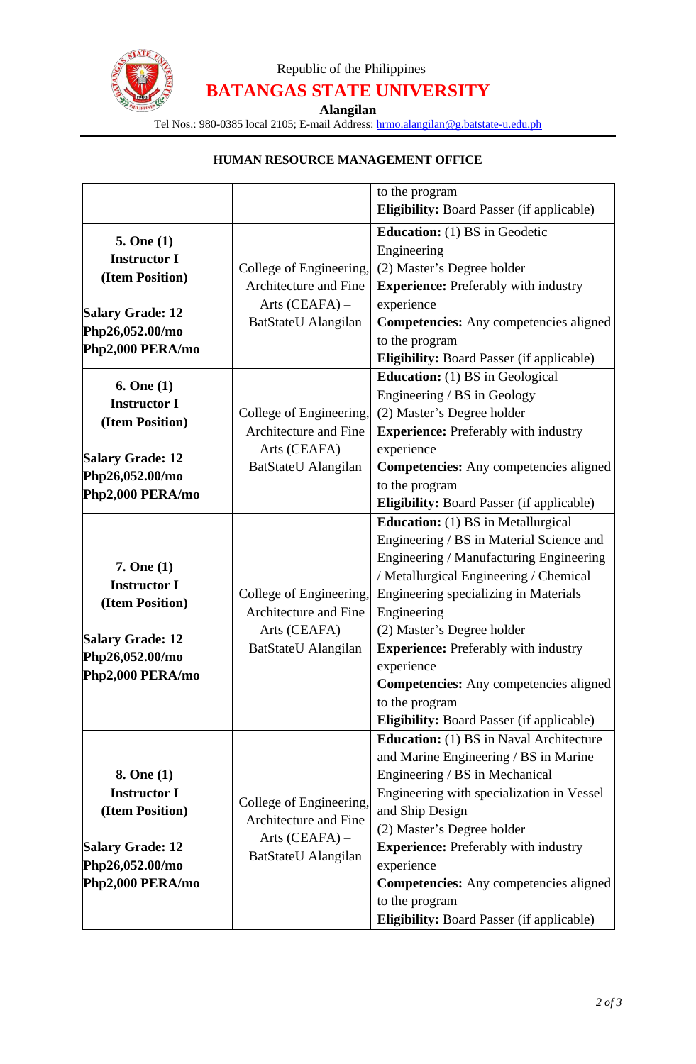Republic of the Philippines

**BATANGAS STATE UNIVERSITY**

**Alangilan**

Tel Nos.: 980-0385 local 2105; E-mail Address: hrmo.alangilan@g.batstate-u.edu.ph

**HUMAN RESOURCE MANAGEMENT OFFICE**

| | | |
|---|---|---|
| | | to the program<br>**Eligibility:** Board Passer (if applicable) |
| **5. One (1)**<br>**Instructor I**<br>**(Item Position)**<br><br>**Salary Grade: 12**<br>**Php26,052.00/mo**<br>**Php2,000 PERA/mo** | College of Engineering, Architecture and Fine Arts (CEAFA) – BatStateU Alangilan | **Education:** (1) BS in Geodetic Engineering<br>(2) Master's Degree holder<br>**Experience:** Preferably with industry experience<br>**Competencies:** Any competencies aligned to the program<br>**Eligibility:** Board Passer (if applicable) |
| **6. One (1)**<br>**Instructor I**<br>**(Item Position)**<br><br>**Salary Grade: 12**<br>**Php26,052.00/mo**<br>**Php2,000 PERA/mo** | College of Engineering, Architecture and Fine Arts (CEAFA) – BatStateU Alangilan | **Education:** (1) BS in Geological Engineering / BS in Geology<br>(2) Master's Degree holder<br>**Experience:** Preferably with industry experience<br>**Competencies:** Any competencies aligned to the program<br>**Eligibility:** Board Passer (if applicable) |
| **7. One (1)**<br>**Instructor I**<br>**(Item Position)**<br><br>**Salary Grade: 12**<br>**Php26,052.00/mo**<br>**Php2,000 PERA/mo** | College of Engineering, Architecture and Fine Arts (CEAFA) – BatStateU Alangilan | **Education:** (1) BS in Metallurgical Engineering / BS in Material Science and Engineering / Manufacturing Engineering / Metallurgical Engineering / Chemical Engineering specializing in Materials Engineering<br>(2) Master's Degree holder<br>**Experience:** Preferably with industry experience<br>**Competencies:** Any competencies aligned to the program<br>**Eligibility:** Board Passer (if applicable) |
| **8. One (1)**<br>**Instructor I**<br>**(Item Position)**<br><br>**Salary Grade: 12**<br>**Php26,052.00/mo**<br>**Php2,000 PERA/mo** | College of Engineering, Architecture and Fine Arts (CEAFA) – BatStateU Alangilan | **Education:** (1) BS in Naval Architecture and Marine Engineering / BS in Marine Engineering / BS in Mechanical Engineering with specialization in Vessel and Ship Design<br>(2) Master's Degree holder<br>**Experience:** Preferably with industry experience<br>**Competencies:** Any competencies aligned to the program<br>**Eligibility:** Board Passer (if applicable) |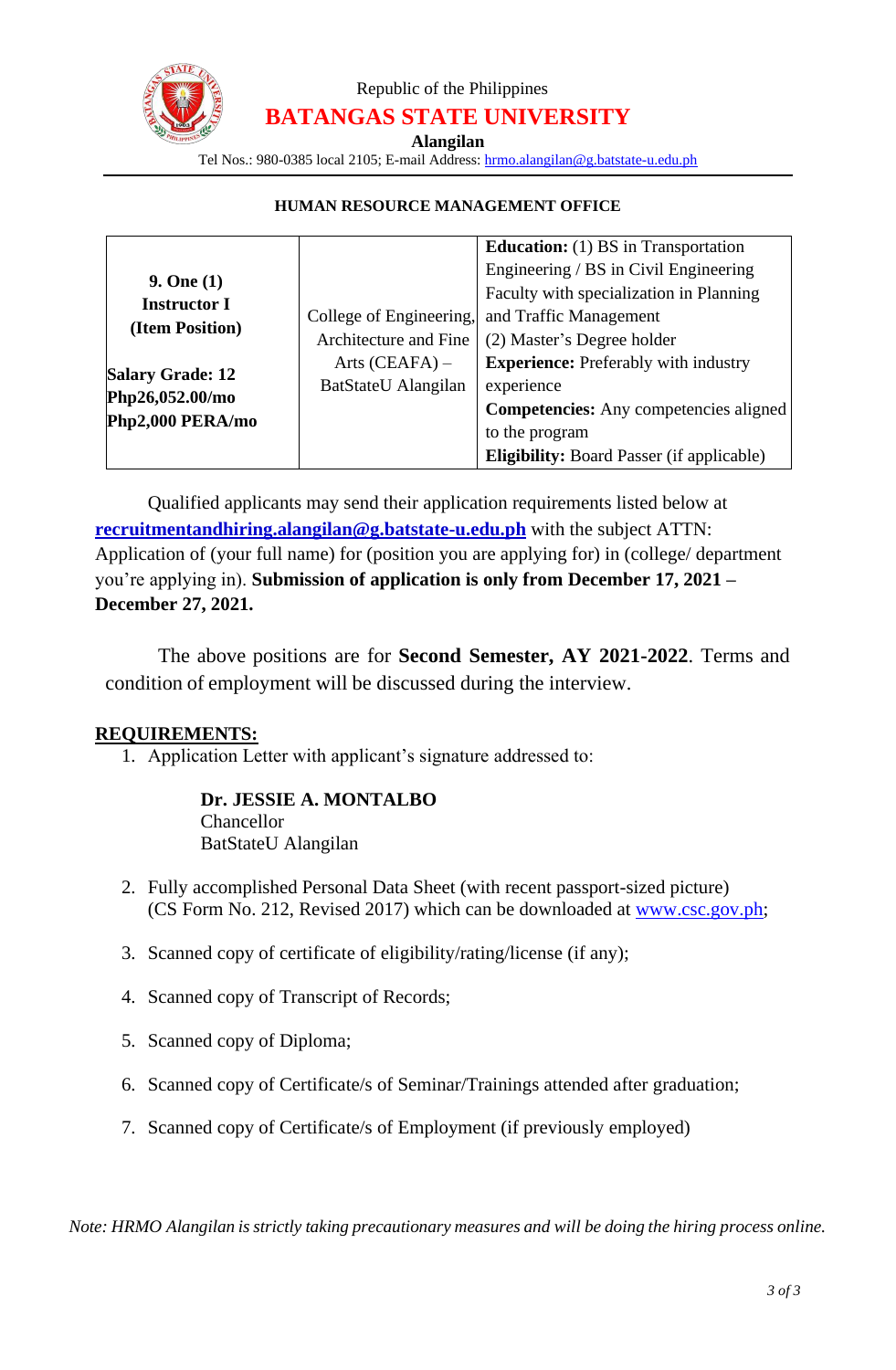Republic of the Philippines

# BATANGAS STATE UNIVERSITY

**Alangilan**

Tel Nos.: 980-0385 local 2105; E-mail Address: hrmo.alangilan@g.batstate-u.edu.ph

**HUMAN RESOURCE MANAGEMENT OFFICE**

| | | |
|---|---|---|
| **9. One (1) Instructor I (Item Position)**<br><br>**Salary Grade: 12**<br>**Php26,052.00/mo**<br>**Php2,000 PERA/mo** | College of Engineering, Architecture and Fine Arts (CEAFA) – BatStateU Alangilan | **Education:** (1) BS in Transportation Engineering / BS in Civil Engineering Faculty with specialization in Planning and Traffic Management<br>(2) Master's Degree holder<br>**Experience:** Preferably with industry experience<br>**Competencies:** Any competencies aligned to the program<br>**Eligibility:** Board Passer (if applicable) |

Qualified applicants may send their application requirements listed below at **recruitmentandhiring.alangilan@g.batstate-u.edu.ph** with the subject ATTN: Application of (your full name) for (position you are applying for) in (college/ department you're applying in). **Submission of application is only from December 17, 2021 – December 27, 2021.**

The above positions are for **Second Semester, AY 2021-2022**. Terms and condition of employment will be discussed during the interview.

**REQUIREMENTS:**

1. Application Letter with applicant's signature addressed to:

   **Dr. JESSIE A. MONTALBO**
   Chancellor
   BatStateU Alangilan

2. Fully accomplished Personal Data Sheet (with recent passport-sized picture) (CS Form No. 212, Revised 2017) which can be downloaded at www.csc.gov.ph;

3. Scanned copy of certificate of eligibility/rating/license (if any);

4. Scanned copy of Transcript of Records;

5. Scanned copy of Diploma;

6. Scanned copy of Certificate/s of Seminar/Trainings attended after graduation;

7. Scanned copy of Certificate/s of Employment (if previously employed)

*Note: HRMO Alangilan is strictly taking precautionary measures and will be doing the hiring process online.*